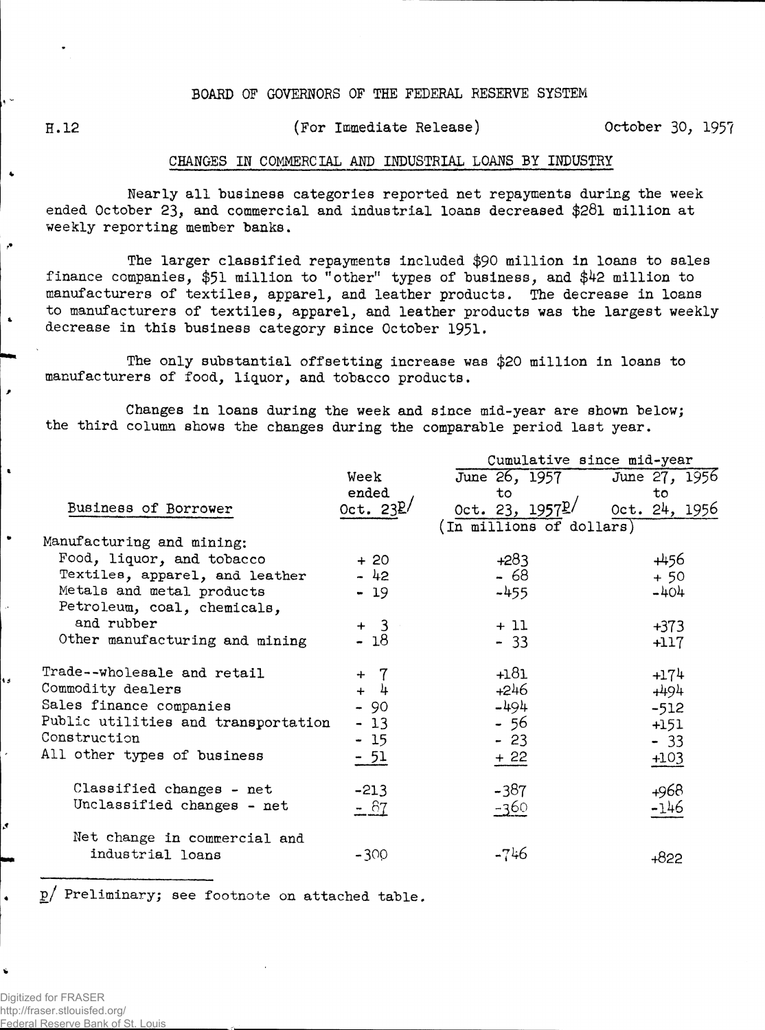BOARD OF GOVERNORS OF THE FEDERAL RESERVE SYSTEM

H.12 (For Immediate Release) October 30, 1957

## CHANGES IN COMMERCIAL AND INDUSTRIAL LOANS BY INDUSTRY

Nearly all business categories reported net repayments during the week ended October 23, and commercial and industrial loans decreased $281 million at weekly reporting member banks.

The larger classified repayments included $90 million in loans to sales finance companies, $51 million to "other" types of business, and $42 million to manufacturers of textiles, apparel, and leather products. The decrease in loans to manufacturers of textiles, apparel, and leather products was the largest weekly decrease in this business category since October 1951.

The only substantial offsetting increase was $20 million in loans to manufacturers of food, liquor, and tobacco products.

Changes in loans during the week and since mid-year are shown below; the third column shows the changes during the comparable period last year.

| Business of Borrower | Week ended Oct. 23p/ | Cumulative since mid-year June 26, 1957 to Oct. 23, 1957p/ | June 27, 1956 to Oct. 24, 1956 |
|---|---|---|---|
| | (In millions of dollars) | | |
| Manufacturing and mining: | | | |
| Food, liquor, and tobacco | + 20 | +283 | +456 |
| Textiles, apparel, and leather | - 42 | - 68 | + 50 |
| Metals and metal products | - 19 | -455 | -404 |
| Petroleum, coal, chemicals, and rubber | + 3 | + 11 | +373 |
| Other manufacturing and mining | - 18 | - 33 | +117 |
| Trade--wholesale and retail | + 7 | +181 | +174 |
| Commodity dealers | + 4 | +246 | +494 |
| Sales finance companies | - 90 | -494 | -512 |
| Public utilities and transportation | - 13 | - 56 | +151 |
| Construction | - 15 | - 23 | - 33 |
| All other types of business | - 51 | + 22 | +103 |
| Classified changes - net | -213 | -387 | +968 |
| Unclassified changes - net | - 87 | -360 | -146 |
| Net change in commercial and industrial loans | -300 | -746 | +822 |

p/ Preliminary; see footnote on attached table.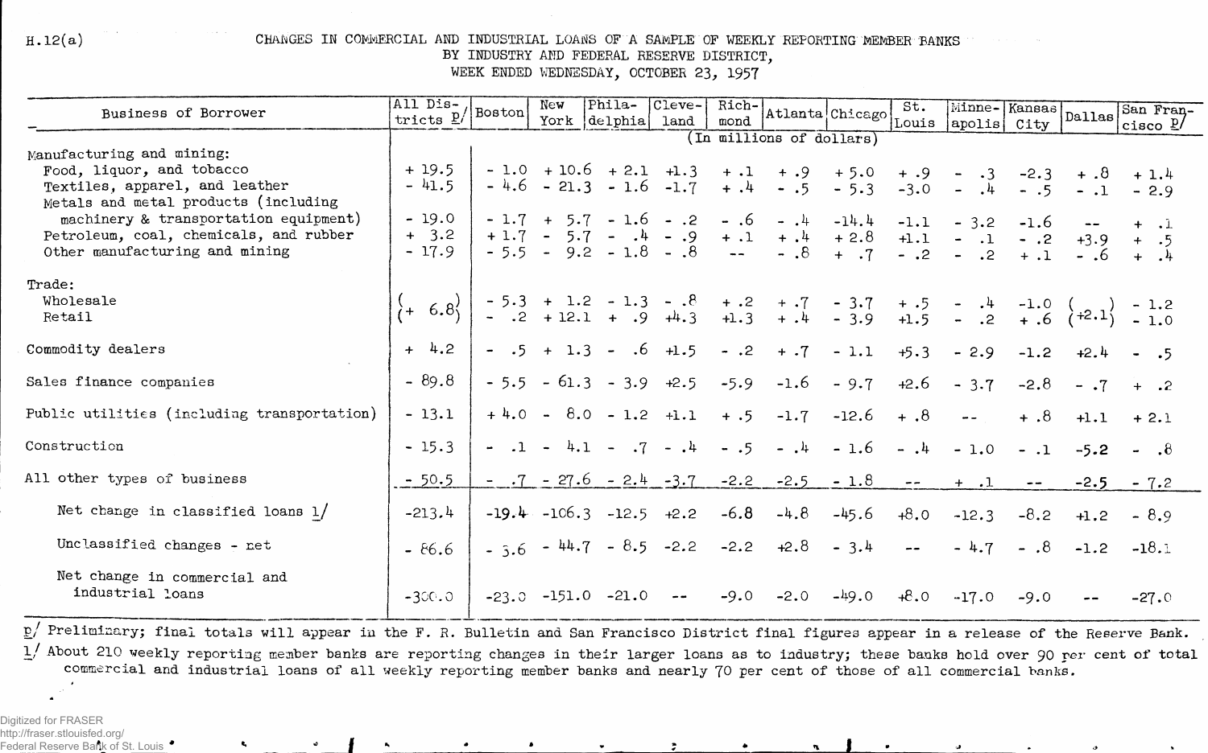H.12(a)

# CHANGES IN COMMERCIAL AND INDUSTRIAL LOANS OF A SAMPLE OF WEEKLY REPORTING MEMBER BANKS BY INDUSTRY AND FEDERAL RESERVE DISTRICT, WEEK ENDED WEDNESDAY, OCTOBER 23, 1957

| Business of Borrower | All Districts p/ | Boston | New York | Philadelphia | Cleveland | Richmond | Atlanta | Chicago | St. Louis | Minneapolis | Kansas City | Dallas | San Francisco p/ |
|---|---|---|---|---|---|---|---|---|---|---|---|---|---|
| | (In millions of dollars) | | | | | | | | | | | | |
| Manufacturing and mining: | | | | | | | | | | | | | |
| Food, liquor, and tobacco | + 19.5 | - 1.0 | + 10.6 | + 2.1 | +1.3 | + .1 | + .9 | + 5.0 | + .9 | - .3 | -2.3 | + .8 | + 1.4 |
| Textiles, apparel, and leather | - 41.5 | - 4.6 | - 21.3 | - 1.6 | -1.7 | + .4 | - .5 | - 5.3 | -3.0 | - .4 | - .5 | - .1 | - 2.9 |
| Metals and metal products (including machinery & transportation equipment) | - 19.0 | - 1.7 | + 5.7 | - 1.6 | - .2 | - .6 | - .4 | -14.4 | -1.1 | - 3.2 | -1.6 | -- | + .1 |
| Petroleum, coal, chemicals, and rubber | + 3.2 | + 1.7 | - 5.7 | - .4 | - .9 | + .1 | + .4 | + 2.8 | +1.1 | - .1 | - .2 | +3.9 | + .5 |
| Other manufacturing and mining | - 17.9 | - 5.5 | - 9.2 | - 1.8 | - .8 | -- | - .8 | + .7 | - .2 | - .2 | + .1 | - .6 | + .4 |
| Trade: | | | | | | | | | | | | | |
| Wholesale | (+ 6.8) | - 5.3 | + 1.2 | - 1.3 | - .8 | + .2 | + .7 | - 3.7 | + .5 | - .4 | -1.0 | (+2.1) | - 1.2 |
| Retail | | - .2 | + 12.1 | + .9 | +4.3 | +1.3 | + .4 | - 3.9 | +1.5 | - .2 | + .6 | | - 1.0 |
| Commodity dealers | + 4.2 | - .5 | + 1.3 | - .6 | +1.5 | - .2 | + .7 | - 1.1 | +5.3 | - 2.9 | -1.2 | +2.4 | - .5 |
| Sales finance companies | - 89.8 | - 5.5 | - 61.3 | - 3.9 | +2.5 | -5.9 | -1.6 | - 9.7 | +2.6 | - 3.7 | -2.8 | - .7 | + .2 |
| Public utilities (including transportation) | - 13.1 | + 4.0 | - 8.0 | - 1.2 | +1.1 | + .5 | -1.7 | -12.6 | + .8 | -- | + .8 | +1.1 | + 2.1 |
| Construction | - 15.3 | - .1 | - 4.1 | - .7 | - .4 | - .5 | - .4 | - 1.6 | - .4 | - 1.0 | - .1 | -5.2 | - .8 |
| All other types of business | - 50.5 | - .7 | - 27.6 | - 2.4 | -3.7 | -2.2 | -2.5 | - 1.8 | -- | + .1 | -- | -2.5 | - 7.2 |
| Net change in classified loans 1/ | -213.4 | -19.4 | -106.3 | -12.5 | +2.2 | -6.8 | -4.8 | -45.6 | +8.0 | -12.3 | -8.2 | +1.2 | - 8.9 |
| Unclassified changes - net | - 86.6 | - 3.6 | - 44.7 | - 8.5 | -2.2 | -2.2 | +2.8 | - 3.4 | -- | - 4.7 | - .8 | -1.2 | -18.1 |
| Net change in commercial and industrial loans | -300.0 | -23.0 | -151.0 | -21.0 | -- | -9.0 | -2.0 | -49.0 | +8.0 | -17.0 | -9.0 | -- | -27.0 |

p/ Preliminary; final totals will appear in the F. R. Bulletin and San Francisco District final figures appear in a release of the Reserve Bank.

1/ About 210 weekly reporting member banks are reporting changes in their larger loans as to industry; these banks hold over 90 per cent of total commercial and industrial loans of all weekly reporting member banks and nearly 70 per cent of those of all commercial banks.